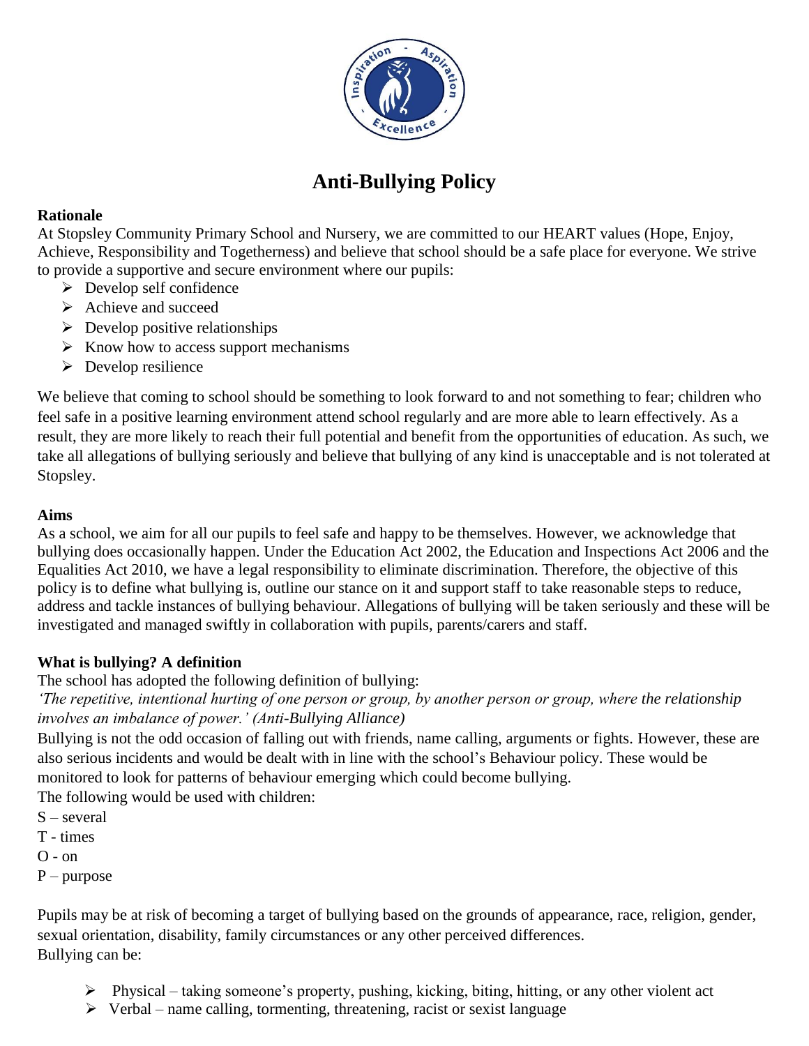# Anti-Bullying Policy

**Rationale**

At Stopsley Community Primary School and Nursery, we are committed to our HEART values (Hope, Enjoy, Achieve, Responsibility and Togetherness) and believe that school should be a safe place for everyone. We strive to provide a supportive and secure environment where our pupils:

- Develop self confidence
- Achieve and succeed
- Develop positive relationships
- Know how to access support mechanisms
- Develop resilience

We believe that coming to school should be something to look forward to and not something to fear; children who feel safe in a positive learning environment attend school regularly and are more able to learn effectively. As a result, they are more likely to reach their full potential and benefit from the opportunities of education. As such, we take all allegations of bullying seriously and believe that bullying of any kind is unacceptable and is not tolerated at Stopsley.

**Aims**

As a school, we aim for all our pupils to feel safe and happy to be themselves. However, we acknowledge that bullying does occasionally happen. Under the Education Act 2002, the Education and Inspections Act 2006 and the Equalities Act 2010, we have a legal responsibility to eliminate discrimination. Therefore, the objective of this policy is to define what bullying is, outline our stance on it and support staff to take reasonable steps to reduce, address and tackle instances of bullying behaviour. Allegations of bullying will be taken seriously and these will be investigated and managed swiftly in collaboration with pupils, parents/carers and staff.

**What is bullying? A definition**

The school has adopted the following definition of bullying:

*'The repetitive, intentional hurting of one person or group, by another person or group, where the relationship involves an imbalance of power.' (Anti-Bullying Alliance)*

Bullying is not the odd occasion of falling out with friends, name calling, arguments or fights. However, these are also serious incidents and would be dealt with in line with the school's Behaviour policy. These would be monitored to look for patterns of behaviour emerging which could become bullying.

The following would be used with children:

S – several

T - times

O - on

P – purpose

Pupils may be at risk of becoming a target of bullying based on the grounds of appearance, race, religion, gender, sexual orientation, disability, family circumstances or any other perceived differences.

Bullying can be:

- Physical – taking someone's property, pushing, kicking, biting, hitting, or any other violent act
- Verbal – name calling, tormenting, threatening, racist or sexist language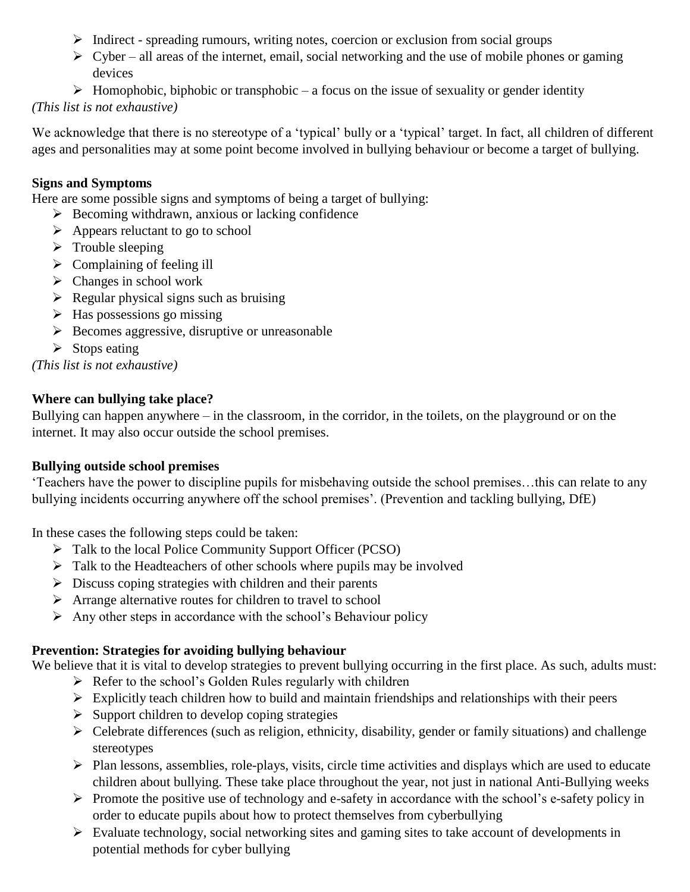- Indirect - spreading rumours, writing notes, coercion or exclusion from social groups
- Cyber – all areas of the internet, email, social networking and the use of mobile phones or gaming devices
- Homophobic, biphobic or transphobic – a focus on the issue of sexuality or gender identity

*(This list is not exhaustive)*

We acknowledge that there is no stereotype of a 'typical' bully or a 'typical' target. In fact, all children of different ages and personalities may at some point become involved in bullying behaviour or become a target of bullying.

**Signs and Symptoms**

Here are some possible signs and symptoms of being a target of bullying:

- Becoming withdrawn, anxious or lacking confidence
- Appears reluctant to go to school
- Trouble sleeping
- Complaining of feeling ill
- Changes in school work
- Regular physical signs such as bruising
- Has possessions go missing
- Becomes aggressive, disruptive or unreasonable
- Stops eating

*(This list is not exhaustive)*

**Where can bullying take place?**

Bullying can happen anywhere – in the classroom, in the corridor, in the toilets, on the playground or on the internet. It may also occur outside the school premises.

**Bullying outside school premises**

'Teachers have the power to discipline pupils for misbehaving outside the school premises…this can relate to any bullying incidents occurring anywhere off the school premises'. (Prevention and tackling bullying, DfE)

In these cases the following steps could be taken:

- Talk to the local Police Community Support Officer (PCSO)
- Talk to the Headteachers of other schools where pupils may be involved
- Discuss coping strategies with children and their parents
- Arrange alternative routes for children to travel to school
- Any other steps in accordance with the school's Behaviour policy

**Prevention: Strategies for avoiding bullying behaviour**

We believe that it is vital to develop strategies to prevent bullying occurring in the first place. As such, adults must:

- Refer to the school's Golden Rules regularly with children
- Explicitly teach children how to build and maintain friendships and relationships with their peers
- Support children to develop coping strategies
- Celebrate differences (such as religion, ethnicity, disability, gender or family situations) and challenge stereotypes
- Plan lessons, assemblies, role-plays, visits, circle time activities and displays which are used to educate children about bullying. These take place throughout the year, not just in national Anti-Bullying weeks
- Promote the positive use of technology and e-safety in accordance with the school's e-safety policy in order to educate pupils about how to protect themselves from cyberbullying
- Evaluate technology, social networking sites and gaming sites to take account of developments in potential methods for cyber bullying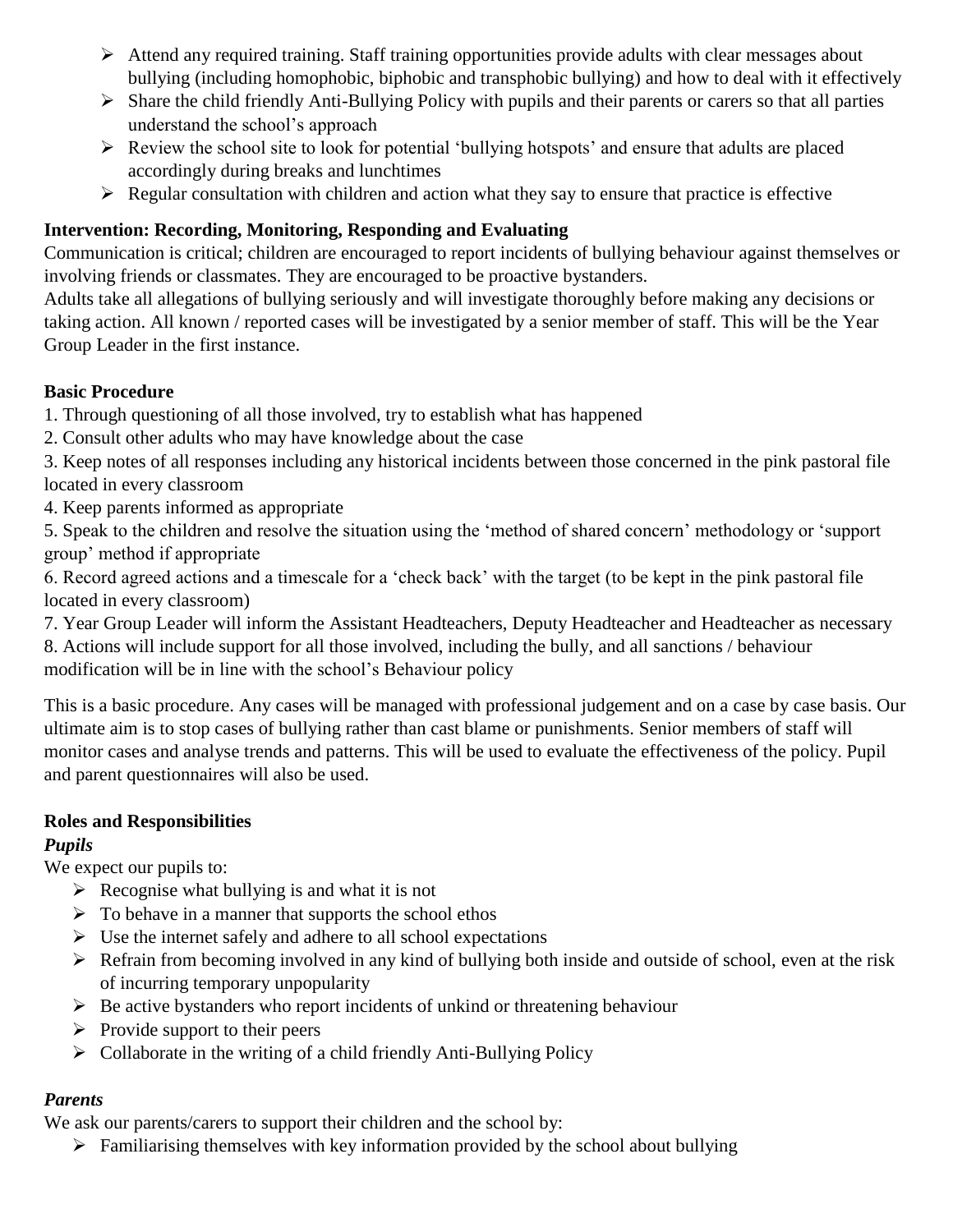- Attend any required training. Staff training opportunities provide adults with clear messages about bullying (including homophobic, biphobic and transphobic bullying) and how to deal with it effectively
- Share the child friendly Anti-Bullying Policy with pupils and their parents or carers so that all parties understand the school's approach
- Review the school site to look for potential 'bullying hotspots' and ensure that adults are placed accordingly during breaks and lunchtimes
- Regular consultation with children and action what they say to ensure that practice is effective

**Intervention: Recording, Monitoring, Responding and Evaluating**

Communication is critical; children are encouraged to report incidents of bullying behaviour against themselves or involving friends or classmates. They are encouraged to be proactive bystanders.

Adults take all allegations of bullying seriously and will investigate thoroughly before making any decisions or taking action. All known / reported cases will be investigated by a senior member of staff. This will be the Year Group Leader in the first instance.

**Basic Procedure**

1. Through questioning of all those involved, try to establish what has happened
2. Consult other adults who may have knowledge about the case
3. Keep notes of all responses including any historical incidents between those concerned in the pink pastoral file located in every classroom
4. Keep parents informed as appropriate
5. Speak to the children and resolve the situation using the 'method of shared concern' methodology or 'support group' method if appropriate
6. Record agreed actions and a timescale for a 'check back' with the target (to be kept in the pink pastoral file located in every classroom)
7. Year Group Leader will inform the Assistant Headteachers, Deputy Headteacher and Headteacher as necessary
8. Actions will include support for all those involved, including the bully, and all sanctions / behaviour modification will be in line with the school's Behaviour policy

This is a basic procedure. Any cases will be managed with professional judgement and on a case by case basis. Our ultimate aim is to stop cases of bullying rather than cast blame or punishments. Senior members of staff will monitor cases and analyse trends and patterns. This will be used to evaluate the effectiveness of the policy. Pupil and parent questionnaires will also be used.

**Roles and Responsibilities**

***Pupils***

We expect our pupils to:

- Recognise what bullying is and what it is not
- To behave in a manner that supports the school ethos
- Use the internet safely and adhere to all school expectations
- Refrain from becoming involved in any kind of bullying both inside and outside of school, even at the risk of incurring temporary unpopularity
- Be active bystanders who report incidents of unkind or threatening behaviour
- Provide support to their peers
- Collaborate in the writing of a child friendly Anti-Bullying Policy

***Parents***

We ask our parents/carers to support their children and the school by:

- Familiarising themselves with key information provided by the school about bullying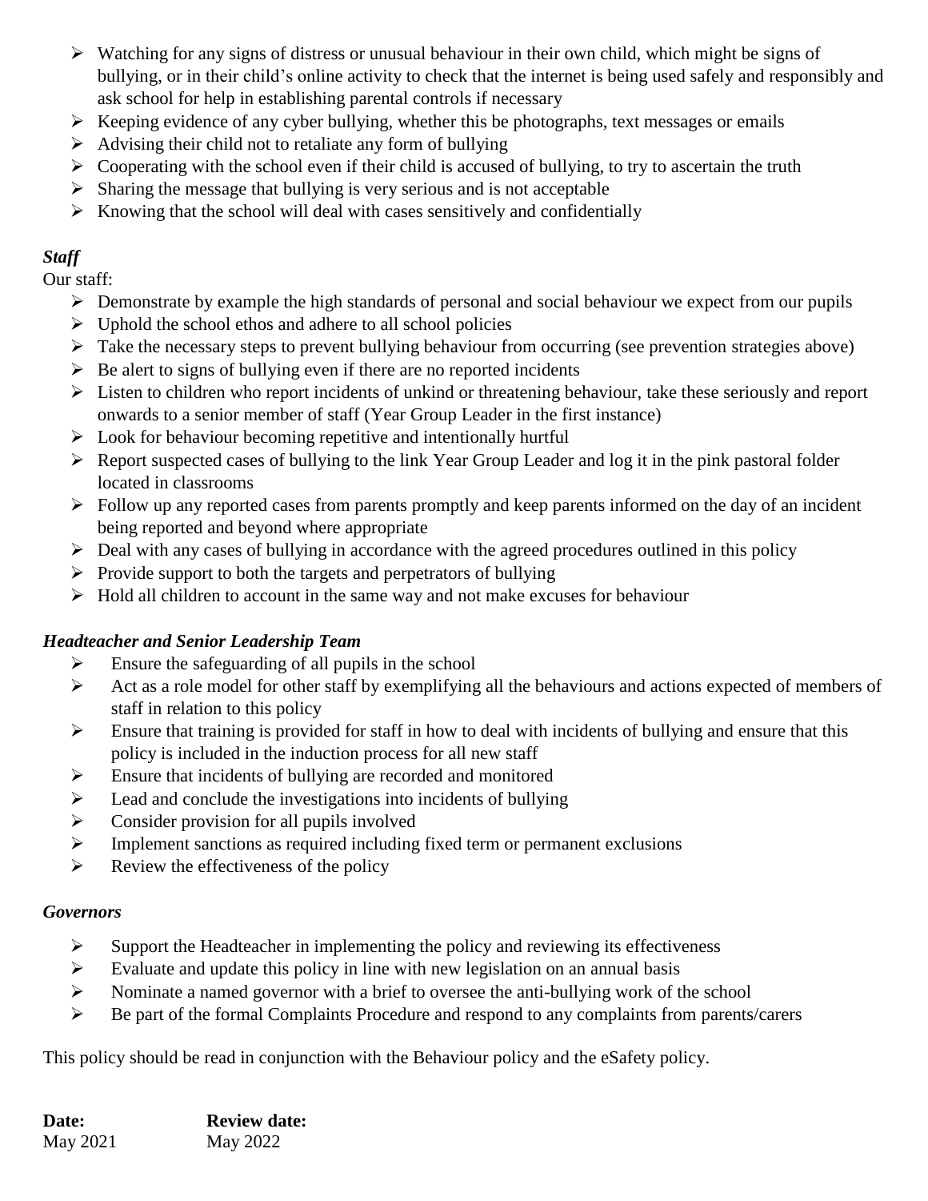- Watching for any signs of distress or unusual behaviour in their own child, which might be signs of bullying, or in their child's online activity to check that the internet is being used safely and responsibly and ask school for help in establishing parental controls if necessary
- Keeping evidence of any cyber bullying, whether this be photographs, text messages or emails
- Advising their child not to retaliate any form of bullying
- Cooperating with the school even if their child is accused of bullying, to try to ascertain the truth
- Sharing the message that bullying is very serious and is not acceptable
- Knowing that the school will deal with cases sensitively and confidentially

***Staff***

Our staff:

- Demonstrate by example the high standards of personal and social behaviour we expect from our pupils
- Uphold the school ethos and adhere to all school policies
- Take the necessary steps to prevent bullying behaviour from occurring (see prevention strategies above)
- Be alert to signs of bullying even if there are no reported incidents
- Listen to children who report incidents of unkind or threatening behaviour, take these seriously and report onwards to a senior member of staff (Year Group Leader in the first instance)
- Look for behaviour becoming repetitive and intentionally hurtful
- Report suspected cases of bullying to the link Year Group Leader and log it in the pink pastoral folder located in classrooms
- Follow up any reported cases from parents promptly and keep parents informed on the day of an incident being reported and beyond where appropriate
- Deal with any cases of bullying in accordance with the agreed procedures outlined in this policy
- Provide support to both the targets and perpetrators of bullying
- Hold all children to account in the same way and not make excuses for behaviour

***Headteacher and Senior Leadership Team***

- Ensure the safeguarding of all pupils in the school
- Act as a role model for other staff by exemplifying all the behaviours and actions expected of members of staff in relation to this policy
- Ensure that training is provided for staff in how to deal with incidents of bullying and ensure that this policy is included in the induction process for all new staff
- Ensure that incidents of bullying are recorded and monitored
- Lead and conclude the investigations into incidents of bullying
- Consider provision for all pupils involved
- Implement sanctions as required including fixed term or permanent exclusions
- Review the effectiveness of the policy

***Governors***

- Support the Headteacher in implementing the policy and reviewing its effectiveness
- Evaluate and update this policy in line with new legislation on an annual basis
- Nominate a named governor with a brief to oversee the anti-bullying work of the school
- Be part of the formal Complaints Procedure and respond to any complaints from parents/carers

This policy should be read in conjunction with the Behaviour policy and the eSafety policy.

| **Date:** | **Review date:** |
| --- | --- |
| May 2021 | May 2022 |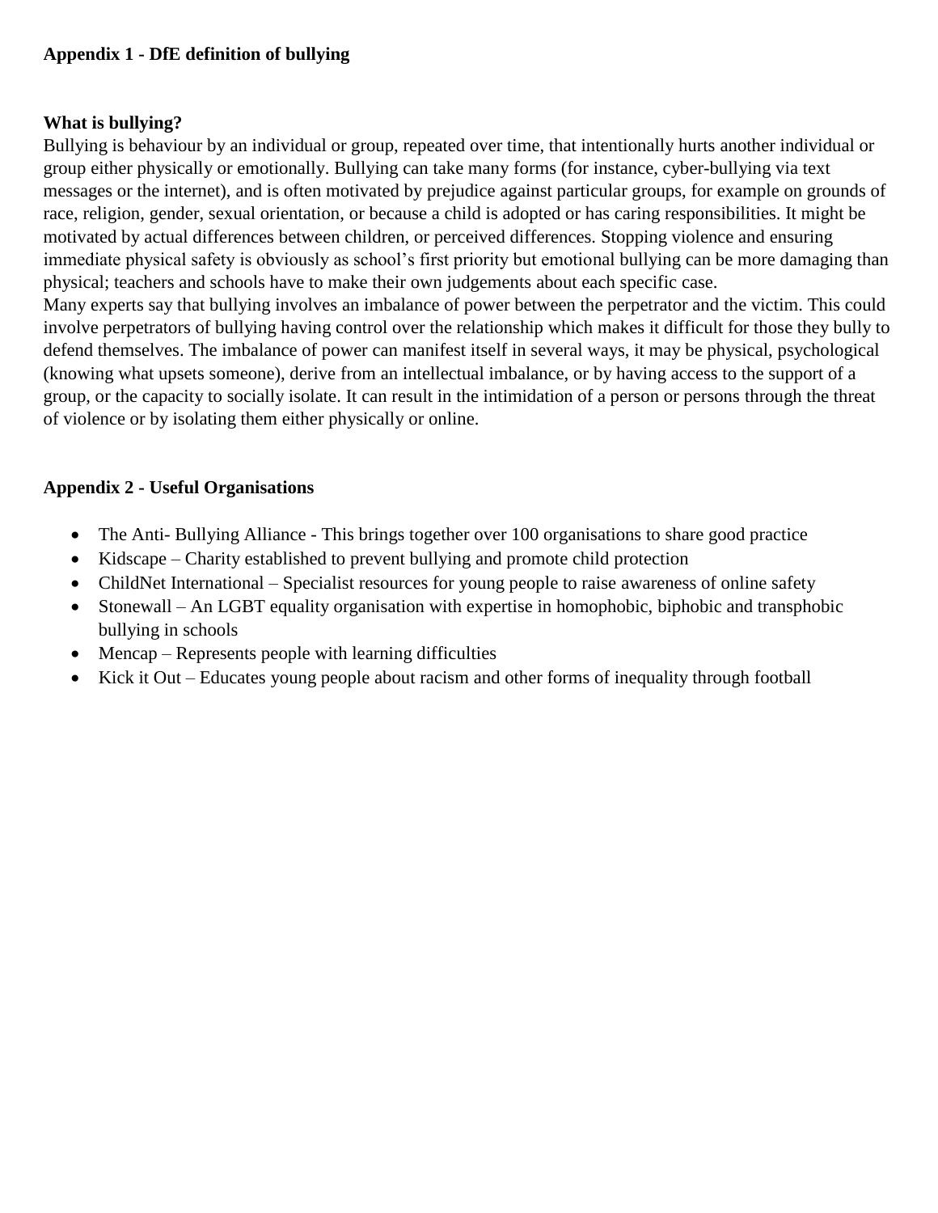**Appendix 1 - DfE definition of bullying**

**What is bullying?**

Bullying is behaviour by an individual or group, repeated over time, that intentionally hurts another individual or group either physically or emotionally. Bullying can take many forms (for instance, cyber-bullying via text messages or the internet), and is often motivated by prejudice against particular groups, for example on grounds of race, religion, gender, sexual orientation, or because a child is adopted or has caring responsibilities. It might be motivated by actual differences between children, or perceived differences. Stopping violence and ensuring immediate physical safety is obviously as school's first priority but emotional bullying can be more damaging than physical; teachers and schools have to make their own judgements about each specific case.

Many experts say that bullying involves an imbalance of power between the perpetrator and the victim. This could involve perpetrators of bullying having control over the relationship which makes it difficult for those they bully to defend themselves. The imbalance of power can manifest itself in several ways, it may be physical, psychological (knowing what upsets someone), derive from an intellectual imbalance, or by having access to the support of a group, or the capacity to socially isolate. It can result in the intimidation of a person or persons through the threat of violence or by isolating them either physically or online.

**Appendix 2 - Useful Organisations**

- The Anti- Bullying Alliance - This brings together over 100 organisations to share good practice
- Kidscape – Charity established to prevent bullying and promote child protection
- ChildNet International – Specialist resources for young people to raise awareness of online safety
- Stonewall – An LGBT equality organisation with expertise in homophobic, biphobic and transphobic bullying in schools
- Mencap – Represents people with learning difficulties
- Kick it Out – Educates young people about racism and other forms of inequality through football